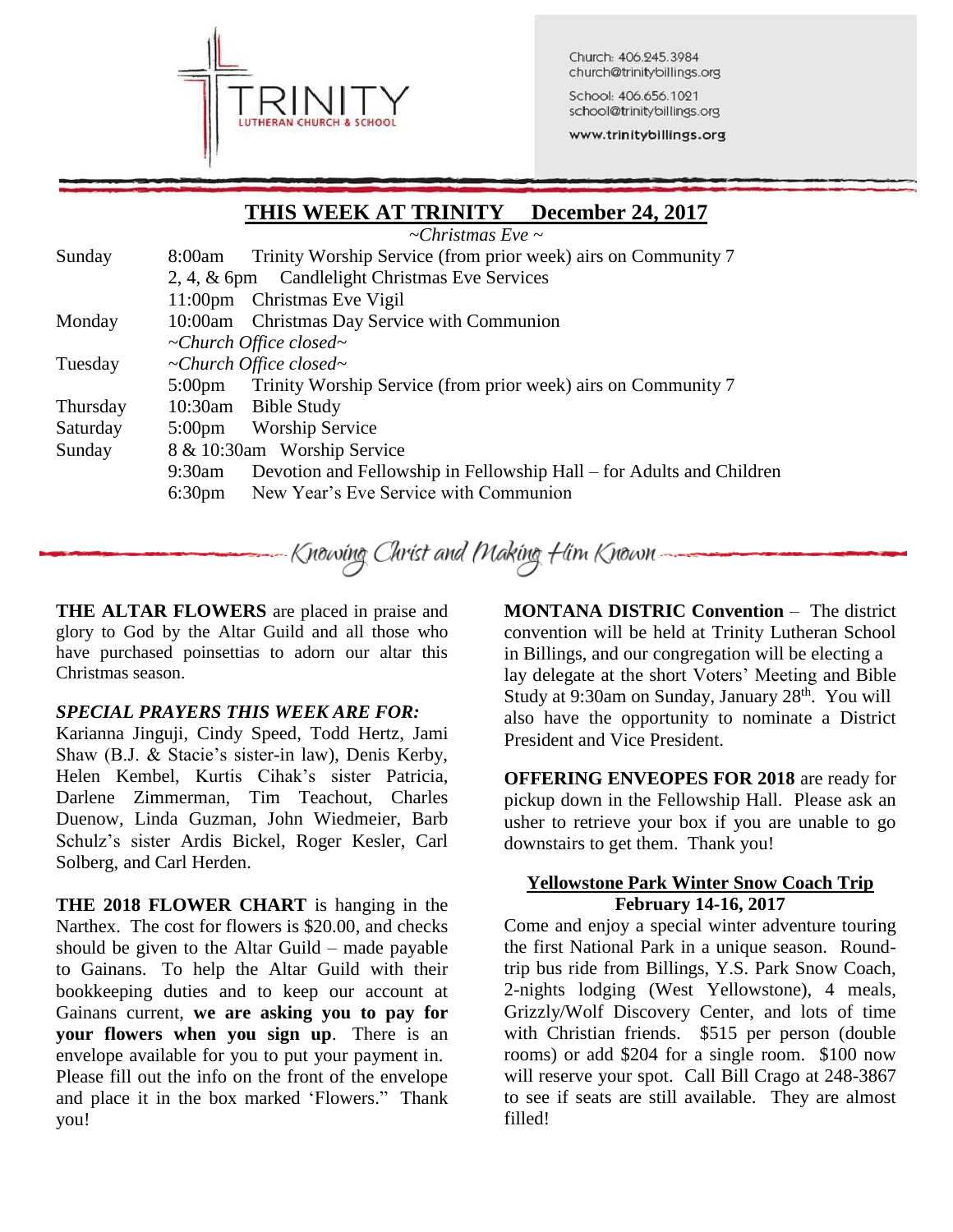TRINITY
LUTHERAN CHURCH & SCHOOL

Church: 406.245.3984
church@trinitybillings.org

School: 406.656.1021
school@trinitybillings.org

www.trinitybillings.org

## THIS WEEK AT TRINITY    December 24, 2017

*~Christmas Eve ~*

| | | |
|---|---|---|
| Sunday | 8:00am | Trinity Worship Service (from prior week) airs on Community 7 |
| | 2, 4, & 6pm | Candlelight Christmas Eve Services |
| | 11:00pm | Christmas Eve Vigil |
| Monday | 10:00am | Christmas Day Service with Communion |
| | *~Church Office closed~* | |
| Tuesday | *~Church Office closed~* | |
| | 5:00pm | Trinity Worship Service (from prior week) airs on Community 7 |
| Thursday | 10:30am | Bible Study |
| Saturday | 5:00pm | Worship Service |
| Sunday | 8 & 10:30am | Worship Service |
| | 9:30am | Devotion and Fellowship in Fellowship Hall – for Adults and Children |
| | 6:30pm | New Year's Eve Service with Communion |

*Knowing Christ and Making Him Known*

**THE ALTAR FLOWERS** are placed in praise and glory to God by the Altar Guild and all those who have purchased poinsettias to adorn our altar this Christmas season.

***SPECIAL PRAYERS THIS WEEK ARE FOR:***
Karianna Jinguji, Cindy Speed, Todd Hertz, Jami Shaw (B.J. & Stacie's sister-in law), Denis Kerby, Helen Kembel, Kurtis Cihak's sister Patricia, Darlene Zimmerman, Tim Teachout, Charles Duenow, Linda Guzman, John Wiedmeier, Barb Schulz's sister Ardis Bickel, Roger Kesler, Carl Solberg, and Carl Herden.

**THE 2018 FLOWER CHART** is hanging in the Narthex. The cost for flowers is $20.00, and checks should be given to the Altar Guild – made payable to Gainans. To help the Altar Guild with their bookkeeping duties and to keep our account at Gainans current, **we are asking you to pay for your flowers when you sign up**. There is an envelope available for you to put your payment in. Please fill out the info on the front of the envelope and place it in the box marked 'Flowers." Thank you!

**MONTANA DISTRIC Convention** – The district convention will be held at Trinity Lutheran School in Billings, and our congregation will be electing a lay delegate at the short Voters' Meeting and Bible Study at 9:30am on Sunday, January 28th. You will also have the opportunity to nominate a District President and Vice President.

**OFFERING ENVEOPES FOR 2018** are ready for pickup down in the Fellowship Hall. Please ask an usher to retrieve your box if you are unable to go downstairs to get them. Thank you!

**Yellowstone Park Winter Snow Coach Trip**
**February 14-16, 2017**

Come and enjoy a special winter adventure touring the first National Park in a unique season. Round-trip bus ride from Billings, Y.S. Park Snow Coach, 2-nights lodging (West Yellowstone), 4 meals, Grizzly/Wolf Discovery Center, and lots of time with Christian friends. $515 per person (double rooms) or add $204 for a single room. $100 now will reserve your spot. Call Bill Crago at 248-3867 to see if seats are still available. They are almost filled!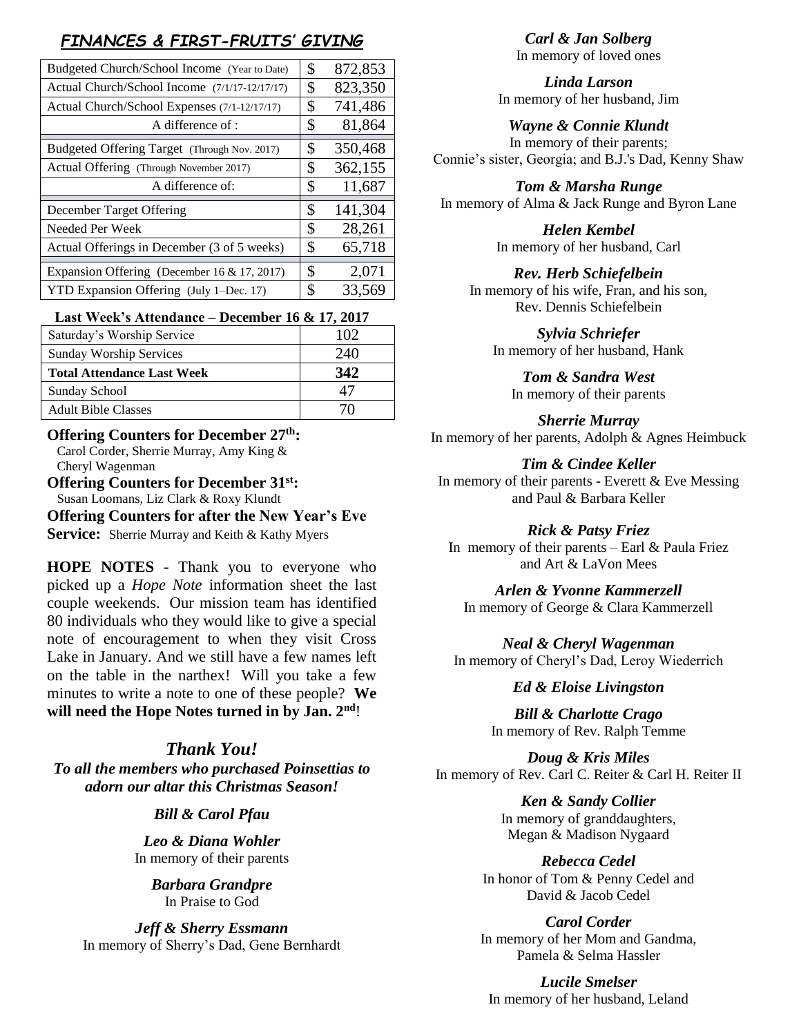## *FINANCES & FIRST-FRUITS' GIVING*

| | |
|---|---|
| Budgeted Church/School Income (Year to Date) | $ 872,853 |
| Actual Church/School Income (7/1/17-12/17/17) | $ 823,350 |
| Actual Church/School Expenses (7/1-12/17/17) | $ 741,486 |
| A difference of : | $ 81,864 |
| Budgeted Offering Target (Through Nov. 2017) | $ 350,468 |
| Actual Offering (Through November 2017) | $ 362,155 |
| A difference of: | $ 11,687 |
| December Target Offering | $ 141,304 |
| Needed Per Week | $ 28,261 |
| Actual Offerings in December (3 of 5 weeks) | $ 65,718 |
| Expansion Offering (December 16 & 17, 2017) | $ 2,071 |
| YTD Expansion Offering (July 1–Dec. 17) | $ 33,569 |

**Last Week's Attendance – December 16 & 17, 2017**

| | |
|---|---|
| Saturday's Worship Service | 102 |
| Sunday Worship Services | 240 |
| **Total Attendance Last Week** | **342** |
| Sunday School | 47 |
| Adult Bible Classes | 70 |

**Offering Counters for December 27th:** Carol Corder, Sherrie Murray, Amy King & Cheryl Wagenman

**Offering Counters for December 31st:** Susan Loomans, Liz Clark & Roxy Klundt

**Offering Counters for after the New Year's Eve Service:** Sherrie Murray and Keith & Kathy Myers

**HOPE NOTES -** Thank you to everyone who picked up a *Hope Note* information sheet the last couple weekends. Our mission team has identified 80 individuals who they would like to give a special note of encouragement to when they visit Cross Lake in January. And we still have a few names left on the table in the narthex! Will you take a few minutes to write a note to one of these people? **We will need the Hope Notes turned in by Jan. 2nd**!

## *Thank You!*

***To all the members who purchased Poinsettias to adorn our altar this Christmas Season!***

***Bill & Carol Pfau***

***Leo & Diana Wohler***
In memory of their parents

***Barbara Grandpre***
In Praise to God

***Jeff & Sherry Essmann***
In memory of Sherry's Dad, Gene Bernhardt

***Carl & Jan Solberg***
In memory of loved ones

***Linda Larson***
In memory of her husband, Jim

***Wayne & Connie Klundt***
In memory of their parents; Connie's sister, Georgia; and B.J.'s Dad, Kenny Shaw

***Tom & Marsha Runge***
In memory of Alma & Jack Runge and Byron Lane

***Helen Kembel***
In memory of her husband, Carl

***Rev. Herb Schiefelbein***
In memory of his wife, Fran, and his son, Rev. Dennis Schiefelbein

***Sylvia Schriefer***
In memory of her husband, Hank

***Tom & Sandra West***
In memory of their parents

***Sherrie Murray***
In memory of her parents, Adolph & Agnes Heimbuck

***Tim & Cindee Keller***
In memory of their parents - Everett & Eve Messing and Paul & Barbara Keller

***Rick & Patsy Friez***
In memory of their parents – Earl & Paula Friez and Art & LaVon Mees

***Arlen & Yvonne Kammerzell***
In memory of George & Clara Kammerzell

***Neal & Cheryl Wagenman***
In memory of Cheryl's Dad, Leroy Wiederrich

***Ed & Eloise Livingston***

***Bill & Charlotte Crago***
In memory of Rev. Ralph Temme

***Doug & Kris Miles***
In memory of Rev. Carl C. Reiter & Carl H. Reiter II

***Ken & Sandy Collier***
In memory of granddaughters, Megan & Madison Nygaard

***Rebecca Cedel***
In honor of Tom & Penny Cedel and David & Jacob Cedel

***Carol Corder***
In memory of her Mom and Gandma, Pamela & Selma Hassler

***Lucile Smelser***
In memory of her husband, Leland